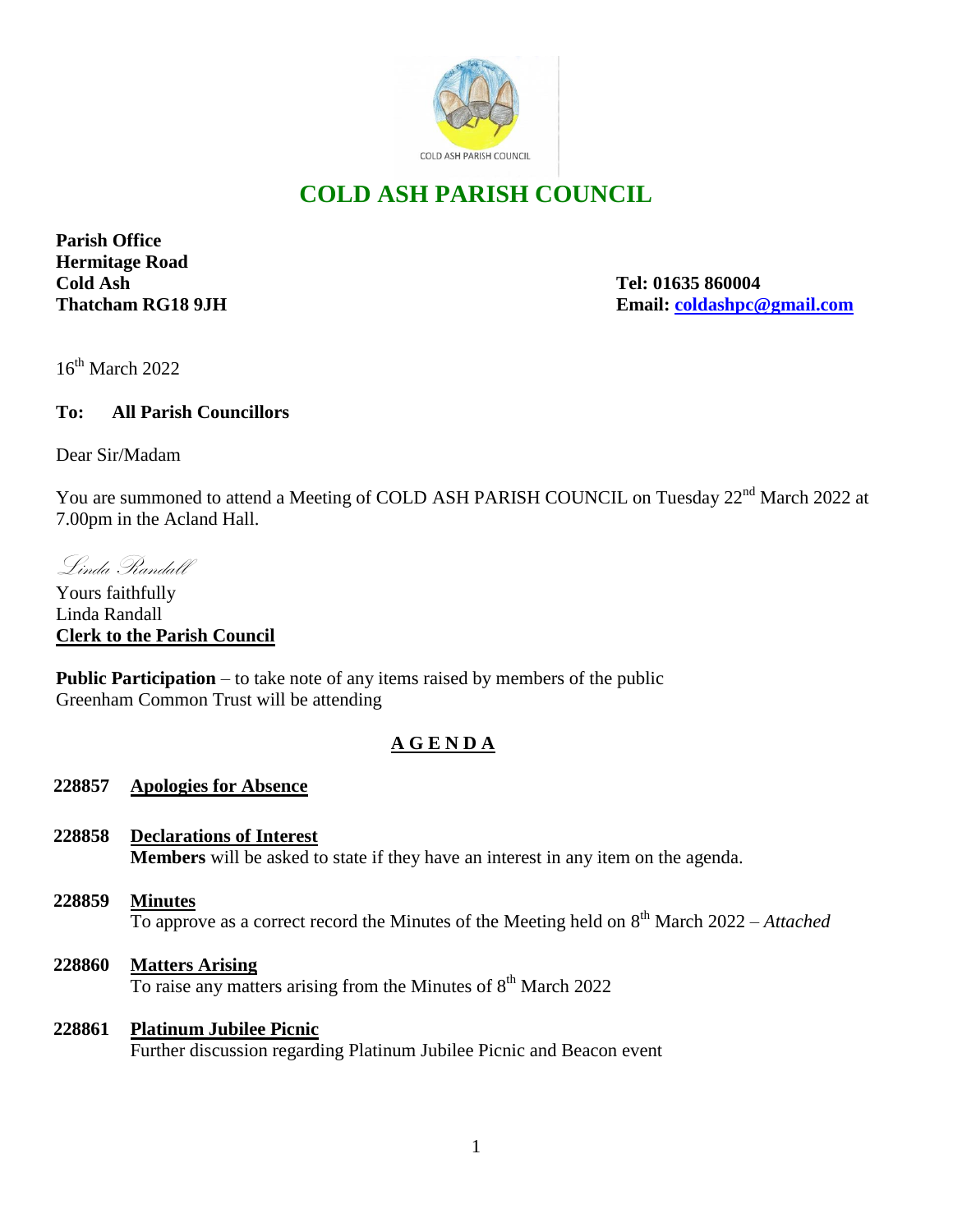# COLD ASH PARISH COUNCIL

**Parish Office**
**Hermitage Road**
**Cold Ash**
**Thatcham RG18 9JH**

**Tel: 01635 860004**
**Email: coldashpc@gmail.com**

16th March 2022

**To: All Parish Councillors**

Dear Sir/Madam

You are summoned to attend a Meeting of COLD ASH PARISH COUNCIL on Tuesday 22nd March 2022 at 7.00pm in the Acland Hall.

*Linda Randall*

Yours faithfully
Linda Randall
**Clerk to the Parish Council**

**Public Participation** – to take note of any items raised by members of the public
Greenham Common Trust will be attending

## A G E N D A

**228857 Apologies for Absence**

**228858 Declarations of Interest**
**Members** will be asked to state if they have an interest in any item on the agenda.

**228859 Minutes**
To approve as a correct record the Minutes of the Meeting held on 8th March 2022 – *Attached*

**228860 Matters Arising**
To raise any matters arising from the Minutes of 8th March 2022

**228861 Platinum Jubilee Picnic**
Further discussion regarding Platinum Jubilee Picnic and Beacon event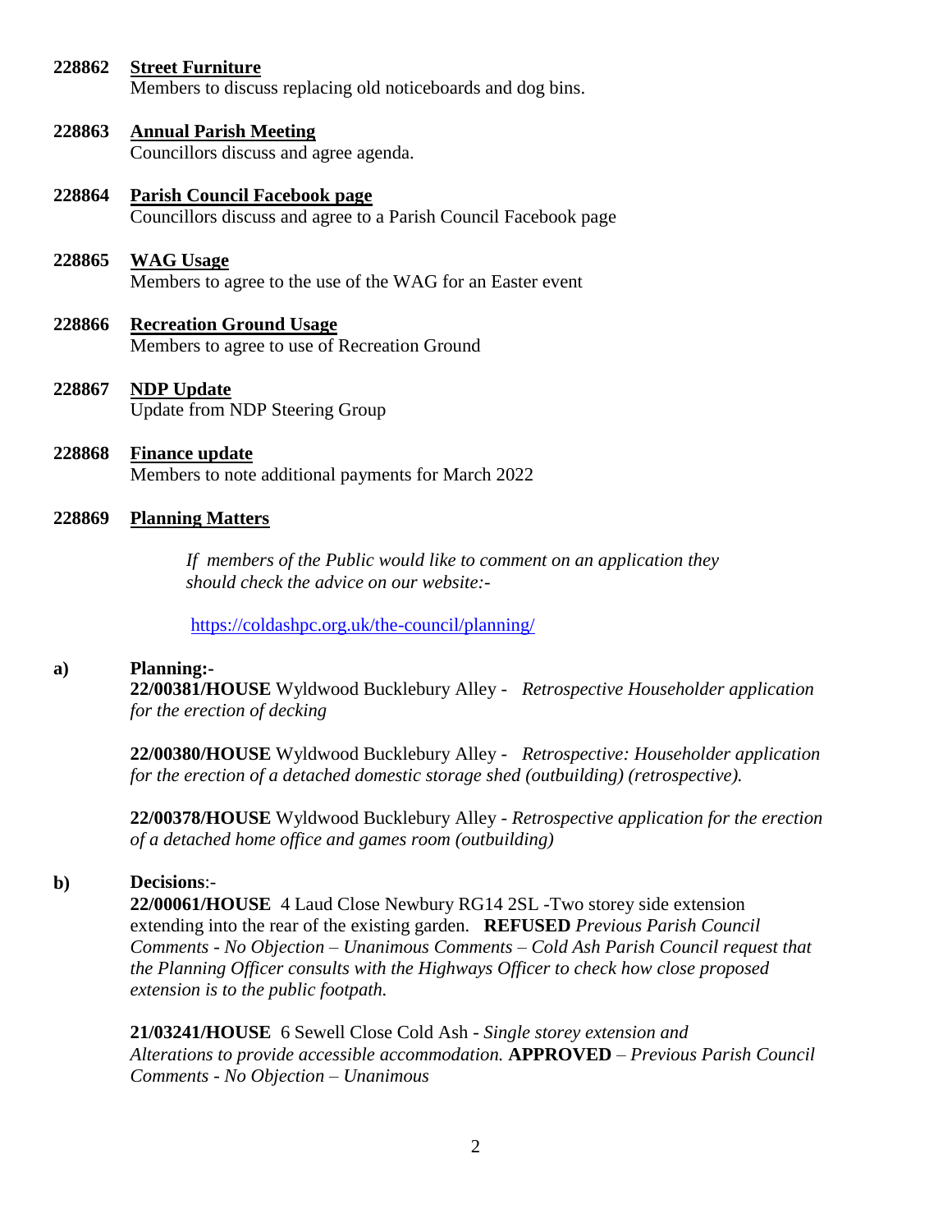**228862 Street Furniture**

Members to discuss replacing old noticeboards and dog bins.

**228863 Annual Parish Meeting**

Councillors discuss and agree agenda.

**228864 Parish Council Facebook page**

Councillors discuss and agree to a Parish Council Facebook page

**228865 WAG Usage**

Members to agree to the use of the WAG for an Easter event

**228866 Recreation Ground Usage**

Members to agree to use of Recreation Ground

**228867 NDP Update**

Update from NDP Steering Group

**228868 Finance update**

Members to note additional payments for March 2022

**228869 Planning Matters**

*If members of the Public would like to comment on an application they should check the advice on our website:-*

https://coldashpc.org.uk/the-council/planning/

**a) Planning:-**

**22/00381/HOUSE** Wyldwood Bucklebury Alley - *Retrospective Householder application for the erection of decking*

**22/00380/HOUSE** Wyldwood Bucklebury Alley - *Retrospective: Householder application for the erection of a detached domestic storage shed (outbuilding) (retrospective).*

**22/00378/HOUSE** Wyldwood Bucklebury Alley - *Retrospective application for the erection of a detached home office and games room (outbuilding)*

**b) Decisions**:-

**22/00061/HOUSE** 4 Laud Close Newbury RG14 2SL -Two storey side extension extending into the rear of the existing garden. **REFUSED** *Previous Parish Council Comments - No Objection – Unanimous Comments – Cold Ash Parish Council request that the Planning Officer consults with the Highways Officer to check how close proposed extension is to the public footpath.*

**21/03241/HOUSE** 6 Sewell Close Cold Ash - *Single storey extension and Alterations to provide accessible accommodation.* **APPROVED** – *Previous Parish Council Comments - No Objection – Unanimous*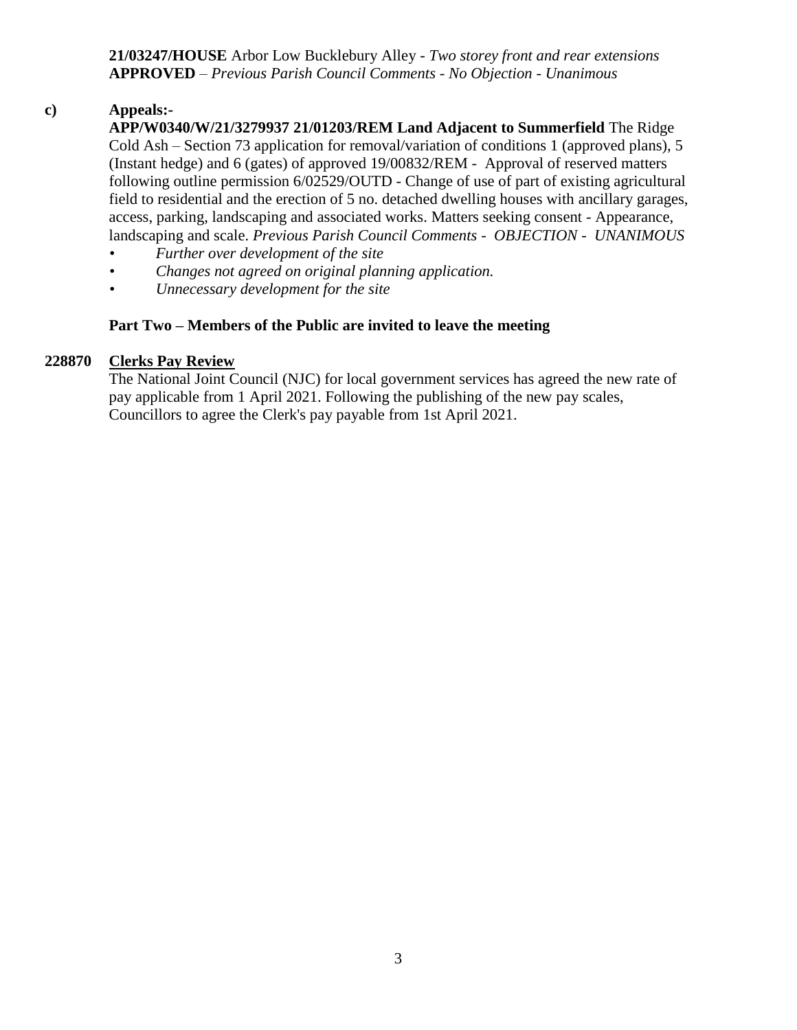**21/03247/HOUSE** Arbor Low Bucklebury Alley - *Two storey front and rear extensions*
**APPROVED** – *Previous Parish Council Comments - No Objection - Unanimous*

**c) Appeals:-**

**APP/W0340/W/21/3279937 21/01203/REM Land Adjacent to Summerfield** The Ridge Cold Ash – Section 73 application for removal/variation of conditions 1 (approved plans), 5 (Instant hedge) and 6 (gates) of approved 19/00832/REM - Approval of reserved matters following outline permission 6/02529/OUTD - Change of use of part of existing agricultural field to residential and the erection of 5 no. detached dwelling houses with ancillary garages, access, parking, landscaping and associated works. Matters seeking consent - Appearance, landscaping and scale. *Previous Parish Council Comments - OBJECTION - UNANIMOUS*

- *Further over development of the site*
- *Changes not agreed on original planning application.*
- *Unnecessary development for the site*

**Part Two – Members of the Public are invited to leave the meeting**

**228870 Clerks Pay Review**

The National Joint Council (NJC) for local government services has agreed the new rate of pay applicable from 1 April 2021. Following the publishing of the new pay scales, Councillors to agree the Clerk's pay payable from 1st April 2021.